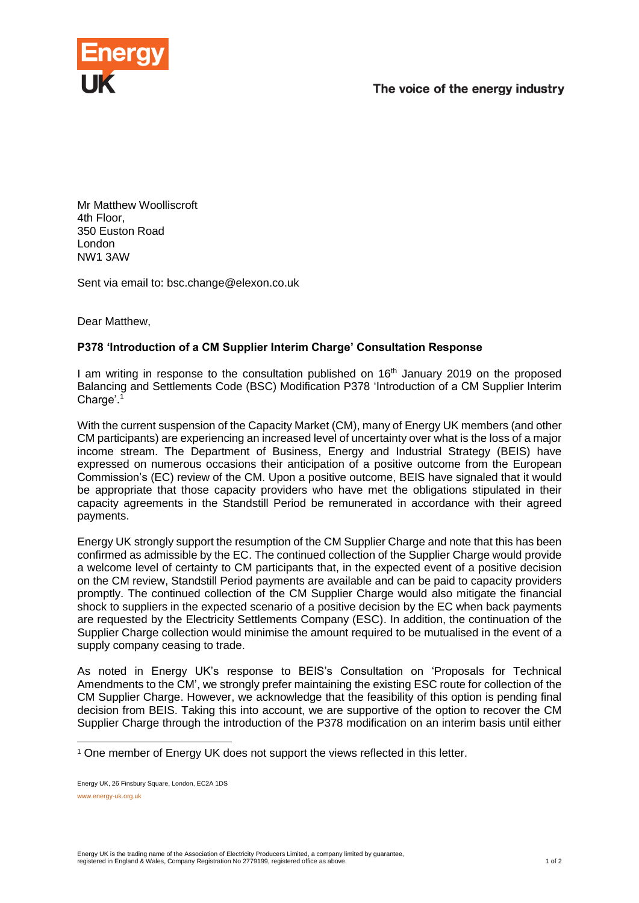Energy UK

The voice of the energy industry

Mr Matthew Woolliscroft
4th Floor,
350 Euston Road
London
NW1 3AW

Sent via email to: bsc.change@elexon.co.uk

Dear Matthew,

**P378 'Introduction of a CM Supplier Interim Charge' Consultation Response**

I am writing in response to the consultation published on 16th January 2019 on the proposed Balancing and Settlements Code (BSC) Modification P378 'Introduction of a CM Supplier Interim Charge'.[1]

With the current suspension of the Capacity Market (CM), many of Energy UK members (and other CM participants) are experiencing an increased level of uncertainty over what is the loss of a major income stream. The Department of Business, Energy and Industrial Strategy (BEIS) have expressed on numerous occasions their anticipation of a positive outcome from the European Commission's (EC) review of the CM. Upon a positive outcome, BEIS have signaled that it would be appropriate that those capacity providers who have met the obligations stipulated in their capacity agreements in the Standstill Period be remunerated in accordance with their agreed payments.

Energy UK strongly support the resumption of the CM Supplier Charge and note that this has been confirmed as admissible by the EC. The continued collection of the Supplier Charge would provide a welcome level of certainty to CM participants that, in the expected event of a positive decision on the CM review, Standstill Period payments are available and can be paid to capacity providers promptly. The continued collection of the CM Supplier Charge would also mitigate the financial shock to suppliers in the expected scenario of a positive decision by the EC when back payments are requested by the Electricity Settlements Company (ESC). In addition, the continuation of the Supplier Charge collection would minimise the amount required to be mutualised in the event of a supply company ceasing to trade.

As noted in Energy UK's response to BEIS's Consultation on 'Proposals for Technical Amendments to the CM', we strongly prefer maintaining the existing ESC route for collection of the CM Supplier Charge. However, we acknowledge that the feasibility of this option is pending final decision from BEIS. Taking this into account, we are supportive of the option to recover the CM Supplier Charge through the introduction of the P378 modification on an interim basis until either

[1] One member of Energy UK does not support the views reflected in this letter.

Energy UK, 26 Finsbury Square, London, EC2A 1DS
www.energy-uk.org.uk

Energy UK is the trading name of the Association of Electricity Producers Limited, a company limited by guarantee, registered in England & Wales, Company Registration No 2779199, registered office as above.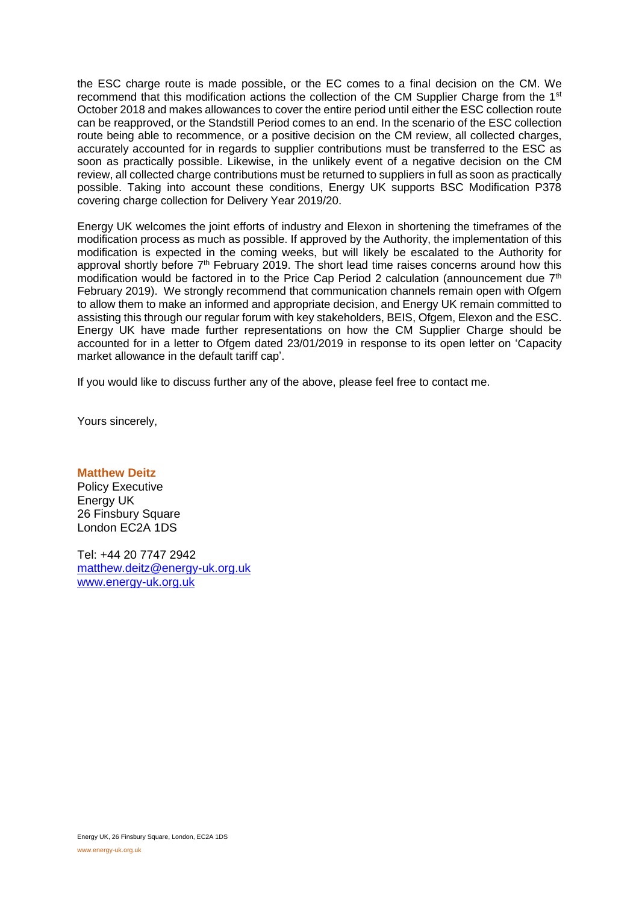the ESC charge route is made possible, or the EC comes to a final decision on the CM. We recommend that this modification actions the collection of the CM Supplier Charge from the 1st October 2018 and makes allowances to cover the entire period until either the ESC collection route can be reapproved, or the Standstill Period comes to an end. In the scenario of the ESC collection route being able to recommence, or a positive decision on the CM review, all collected charges, accurately accounted for in regards to supplier contributions must be transferred to the ESC as soon as practically possible. Likewise, in the unlikely event of a negative decision on the CM review, all collected charge contributions must be returned to suppliers in full as soon as practically possible. Taking into account these conditions, Energy UK supports BSC Modification P378 covering charge collection for Delivery Year 2019/20.

Energy UK welcomes the joint efforts of industry and Elexon in shortening the timeframes of the modification process as much as possible. If approved by the Authority, the implementation of this modification is expected in the coming weeks, but will likely be escalated to the Authority for approval shortly before 7th February 2019. The short lead time raises concerns around how this modification would be factored in to the Price Cap Period 2 calculation (announcement due 7th February 2019). We strongly recommend that communication channels remain open with Ofgem to allow them to make an informed and appropriate decision, and Energy UK remain committed to assisting this through our regular forum with key stakeholders, BEIS, Ofgem, Elexon and the ESC. Energy UK have made further representations on how the CM Supplier Charge should be accounted for in a letter to Ofgem dated 23/01/2019 in response to its open letter on 'Capacity market allowance in the default tariff cap'.

If you would like to discuss further any of the above, please feel free to contact me.

Yours sincerely,

**Matthew Deitz**
Policy Executive
Energy UK
26 Finsbury Square
London EC2A 1DS

Tel: +44 20 7747 2942
matthew.deitz@energy-uk.org.uk
www.energy-uk.org.uk